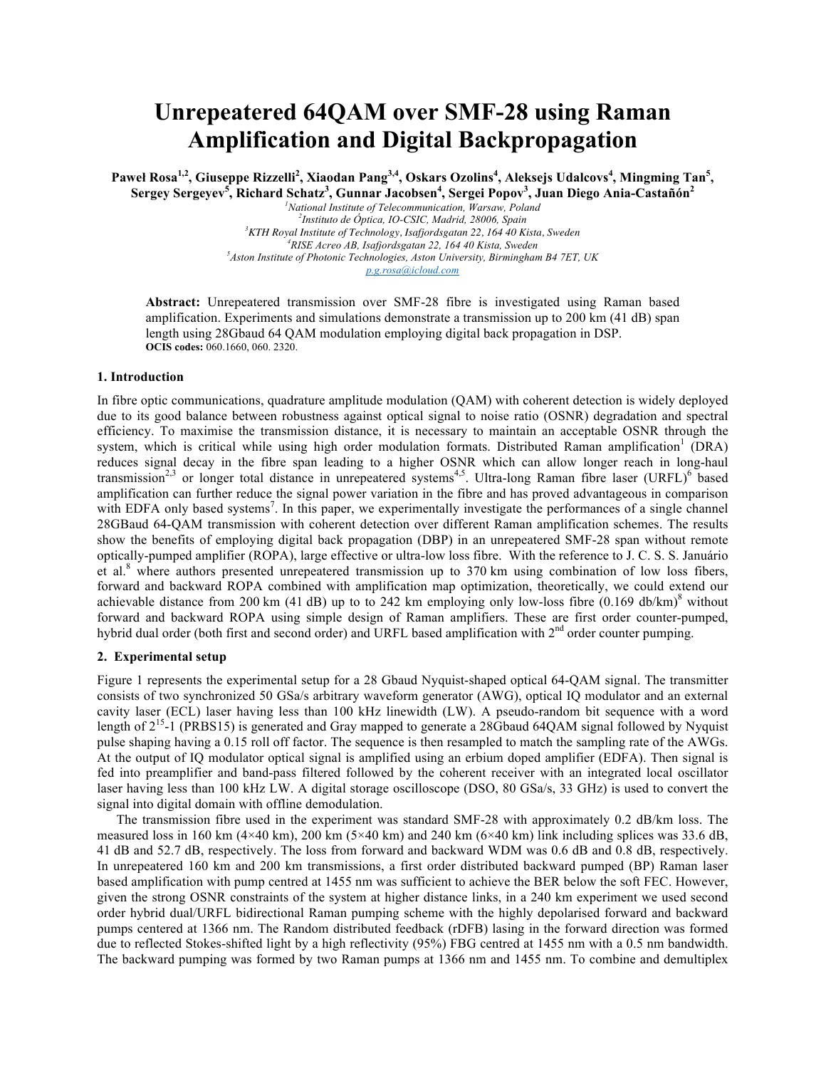# Unrepeatered 64QAM over SMF-28 using Raman Amplification and Digital Backpropagation

**Paweł Rosa[1,2], Giuseppe Rizzelli[2], Xiaodan Pang[3,4], Oskars Ozolins[4], Aleksejs Udalcovs[4], Mingming Tan[5], Sergey Sergeyev[5], Richard Schatz[3], Gunnar Jacobsen[4], Sergei Popov[3], Juan Diego Ania-Castañón[2]**

[1]*National Institute of Telecommunication, Warsaw, Poland*
[2]*Instituto de Óptica, IO-CSIC, Madrid, 28006, Spain*
[3]*KTH Royal Institute of Technology, Isafjordsgatan 22, 164 40 Kista, Sweden*
[4]*RISE Acreo AB, Isafjordsgatan 22, 164 40 Kista, Sweden*
[5]*Aston Institute of Photonic Technologies, Aston University, Birmingham B4 7ET, UK*
p.g.rosa@icloud.com

**Abstract:** Unrepeatered transmission over SMF-28 fibre is investigated using Raman based amplification. Experiments and simulations demonstrate a transmission up to 200 km (41 dB) span length using 28Gbaud 64 QAM modulation employing digital back propagation in DSP.
**OCIS codes:** 060.1660, 060. 2320.

### 1. Introduction

In fibre optic communications, quadrature amplitude modulation (QAM) with coherent detection is widely deployed due to its good balance between robustness against optical signal to noise ratio (OSNR) degradation and spectral efficiency. To maximise the transmission distance, it is necessary to maintain an acceptable OSNR through the system, which is critical while using high order modulation formats. Distributed Raman amplification[1] (DRA) reduces signal decay in the fibre span leading to a higher OSNR which can allow longer reach in long-haul transmission[2,3] or longer total distance in unrepeatered systems[4,5]. Ultra-long Raman fibre laser (URFL)[6] based amplification can further reduce the signal power variation in the fibre and has proved advantageous in comparison with EDFA only based systems[7]. In this paper, we experimentally investigate the performances of a single channel 28GBaud 64-QAM transmission with coherent detection over different Raman amplification schemes. The results show the benefits of employing digital back propagation (DBP) in an unrepeatered SMF-28 span without remote optically-pumped amplifier (ROPA), large effective or ultra-low loss fibre. With the reference to J. C. S. S. Januário et al.[8] where authors presented unrepeatered transmission up to 370 km using combination of low loss fibers, forward and backward ROPA combined with amplification map optimization, theoretically, we could extend our achievable distance from 200 km (41 dB) up to to 242 km employing only low-loss fibre (0.169 db/km)[8] without forward and backward ROPA using simple design of Raman amplifiers. These are first order counter-pumped, hybrid dual order (both first and second order) and URFL based amplification with 2$^{nd}$ order counter pumping.

### 2. Experimental setup

Figure 1 represents the experimental setup for a 28 Gbaud Nyquist-shaped optical 64-QAM signal. The transmitter consists of two synchronized 50 GSa/s arbitrary waveform generator (AWG), optical IQ modulator and an external cavity laser (ECL) laser having less than 100 kHz linewidth (LW). A pseudo-random bit sequence with a word length of $2^{15}$-1 (PRBS15) is generated and Gray mapped to generate a 28Gbaud 64QAM signal followed by Nyquist pulse shaping having a 0.15 roll off factor. The sequence is then resampled to match the sampling rate of the AWGs. At the output of IQ modulator optical signal is amplified using an erbium doped amplifier (EDFA). Then signal is fed into preamplifier and band-pass filtered followed by the coherent receiver with an integrated local oscillator laser having less than 100 kHz LW. A digital storage oscilloscope (DSO, 80 GSa/s, 33 GHz) is used to convert the signal into digital domain with offline demodulation.

The transmission fibre used in the experiment was standard SMF-28 with approximately 0.2 dB/km loss. The measured loss in 160 km (4×40 km), 200 km (5×40 km) and 240 km (6×40 km) link including splices was 33.6 dB, 41 dB and 52.7 dB, respectively. The loss from forward and backward WDM was 0.6 dB and 0.8 dB, respectively. In unrepeatered 160 km and 200 km transmissions, a first order distributed backward pumped (BP) Raman laser based amplification with pump centred at 1455 nm was sufficient to achieve the BER below the soft FEC. However, given the strong OSNR constraints of the system at higher distance links, in a 240 km experiment we used second order hybrid dual/URFL bidirectional Raman pumping scheme with the highly depolarised forward and backward pumps centered at 1366 nm. The Random distributed feedback (rDFB) lasing in the forward direction was formed due to reflected Stokes-shifted light by a high reflectivity (95%) FBG centred at 1455 nm with a 0.5 nm bandwidth. The backward pumping was formed by two Raman pumps at 1366 nm and 1455 nm. To combine and demultiplex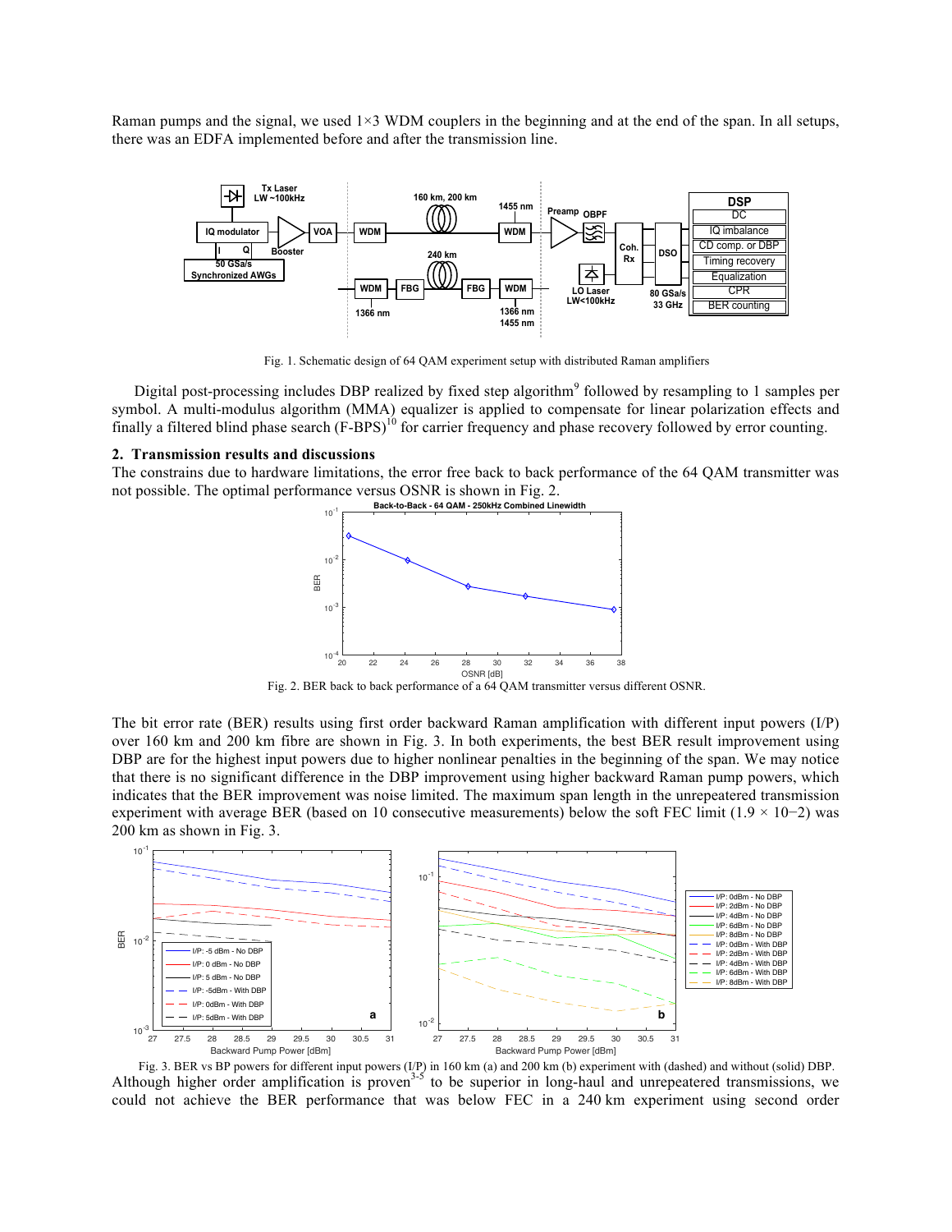Raman pumps and the signal, we used 1×3 WDM couplers in the beginning and at the end of the span. In all setups, there was an EDFA implemented before and after the transmission line.

Fig. 1. Schematic design of 64 QAM experiment setup with distributed Raman amplifiers

Digital post-processing includes DBP realized by fixed step algorithm[9] followed by resampling to 1 samples per symbol. A multi-modulus algorithm (MMA) equalizer is applied to compensate for linear polarization effects and finally a filtered blind phase search (F-BPS)[10] for carrier frequency and phase recovery followed by error counting.

## 2. Transmission results and discussions

The constrains due to hardware limitations, the error free back to back performance of the 64 QAM transmitter was not possible. The optimal performance versus OSNR is shown in Fig. 2.

Fig. 2. BER back to back performance of a 64 QAM transmitter versus different OSNR.

The bit error rate (BER) results using first order backward Raman amplification with different input powers (I/P) over 160 km and 200 km fibre are shown in Fig. 3. In both experiments, the best BER result improvement using DBP are for the highest input powers due to higher nonlinear penalties in the beginning of the span. We may notice that there is no significant difference in the DBP improvement using higher backward Raman pump powers, which indicates that the BER improvement was noise limited. The maximum span length in the unrepeatered transmission experiment with average BER (based on 10 consecutive measurements) below the soft FEC limit ($1.9 \times 10^{-2}$) was 200 km as shown in Fig. 3.

Fig. 3. BER vs BP powers for different input powers (I/P) in 160 km (a) and 200 km (b) experiment with (dashed) and without (solid) DBP.

Although higher order amplification is proven[3-5] to be superior in long-haul and unrepeatered transmissions, we could not achieve the BER performance that was below FEC in a 240 km experiment using second order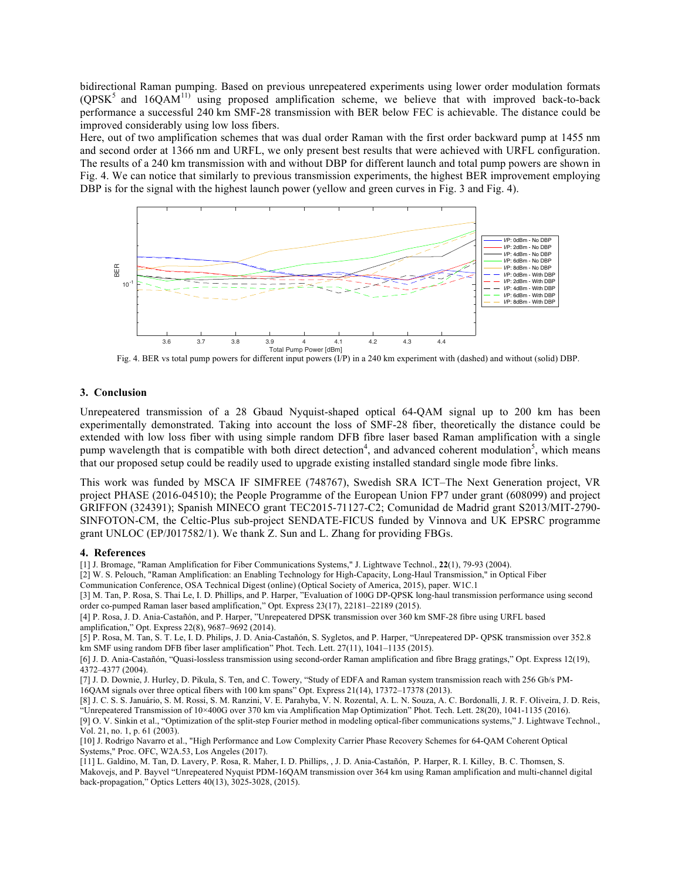bidirectional Raman pumping. Based on previous unrepeatered experiments using lower order modulation formats (QPSK[5] and 16QAM[11]) using proposed amplification scheme, we believe that with improved back-to-back performance a successful 240 km SMF-28 transmission with BER below FEC is achievable. The distance could be improved considerably using low loss fibers.

Here, out of two amplification schemes that was dual order Raman with the first order backward pump at 1455 nm and second order at 1366 nm and URFL, we only present best results that were achieved with URFL configuration. The results of a 240 km transmission with and without DBP for different launch and total pump powers are shown in Fig. 4. We can notice that similarly to previous transmission experiments, the highest BER improvement employing DBP is for the signal with the highest launch power (yellow and green curves in Fig. 3 and Fig. 4).

BER

$10^{-1}$

3.6 3.7 3.8 3.9 4 4.1 4.2 4.3 4.4

Total Pump Power [dBm]

I/P: 0dBm - No DBP
I/P: 2dBm - No DBP
I/P: 4dBm - No DBP
I/P: 6dBm - No DBP
I/P: 8dBm - No DBP
I/P: 0dBm - With DBP
I/P: 2dBm - With DBP
I/P: 4dBm - With DBP
I/P: 6dBm - With DBP
I/P: 8dBm - With DBP

Fig. 4. BER vs total pump powers for different input powers (I/P) in a 240 km experiment with (dashed) and without (solid) DBP.

## 3. Conclusion

Unrepeatered transmission of a 28 Gbaud Nyquist-shaped optical 64-QAM signal up to 200 km has been experimentally demonstrated. Taking into account the loss of SMF-28 fiber, theoretically the distance could be extended with low loss fiber with using simple random DFB fibre laser based Raman amplification with a single pump wavelength that is compatible with both direct detection[4], and advanced coherent modulation[5], which means that our proposed setup could be readily used to upgrade existing installed standard single mode fibre links.

This work was funded by MSCA IF SIMFREE (748767), Swedish SRA ICT–The Next Generation project, VR project PHASE (2016-04510); the People Programme of the European Union FP7 under grant (608099) and project GRIFFON (324391); Spanish MINECO grant TEC2015-71127-C2; Comunidad de Madrid grant S2013/MIT-2790-SINFOTON-CM, the Celtic-Plus sub-project SENDATE-FICUS funded by Vinnova and UK EPSRC programme grant UNLOC (EP/J017582/1). We thank Z. Sun and L. Zhang for providing FBGs.

## 4. References

[1] J. Bromage, "Raman Amplification for Fiber Communications Systems," J. Lightwave Technol., **22**(1), 79-93 (2004).

[2] W. S. Pelouch, "Raman Amplification: an Enabling Technology for High-Capacity, Long-Haul Transmission," in Optical Fiber Communication Conference, OSA Technical Digest (online) (Optical Society of America, 2015), paper. W1C.1

[3] M. Tan, P. Rosa, S. Thai Le, I. D. Phillips, and P. Harper, "Evaluation of 100G DP-QPSK long-haul transmission performance using second order co-pumped Raman laser based amplification," Opt. Express 23(17), 22181–22189 (2015).

[4] P. Rosa, J. D. Ania-Castañón, and P. Harper, "Unrepeatered DPSK transmission over 360 km SMF-28 fibre using URFL based amplification," Opt. Express 22(8), 9687–9692 (2014).

[5] P. Rosa, M. Tan, S. T. Le, I. D. Philips, J. D. Ania-Castañón, S. Sygletos, and P. Harper, "Unrepeatered DP- QPSK transmission over 352.8 km SMF using random DFB fiber laser amplification" Phot. Tech. Lett. 27(11), 1041–1135 (2015).

[6] J. D. Ania-Castañón, "Quasi-lossless transmission using second-order Raman amplification and fibre Bragg gratings," Opt. Express 12(19), 4372–4377 (2004).

[7] J. D. Downie, J. Hurley, D. Pikula, S. Ten, and C. Towery, "Study of EDFA and Raman system transmission reach with 256 Gb/s PM-16QAM signals over three optical fibers with 100 km spans" Opt. Express 21(14), 17372–17378 (2013).

[8] J. C. S. S. Januário, S. M. Rossi, S. M. Ranzini, V. E. Parahyba, V. N. Rozental, A. L. N. Souza, A. C. Bordonalli, J. R. F. Oliveira, J. D. Reis, "Unrepeatered Transmission of 10×400G over 370 km via Amplification Map Optimization" Phot. Tech. Lett. 28(20), 1041-1135 (2016).

[9] O. V. Sinkin et al., "Optimization of the split-step Fourier method in modeling optical-fiber communications systems," J. Lightwave Technol., Vol. 21, no. 1, p. 61 (2003).

[10] J. Rodrigo Navarro et al., "High Performance and Low Complexity Carrier Phase Recovery Schemes for 64-QAM Coherent Optical Systems," Proc. OFC, W2A.53, Los Angeles (2017).

[11] L. Galdino, M. Tan, D. Lavery, P. Rosa, R. Maher, I. D. Phillips, , J. D. Ania-Castañón, P. Harper, R. I. Killey, B. C. Thomsen, S. Makovejs, and P. Bayvel "Unrepeatered Nyquist PDM-16QAM transmission over 364 km using Raman amplification and multi-channel digital back-propagation," Optics Letters 40(13), 3025-3028, (2015).